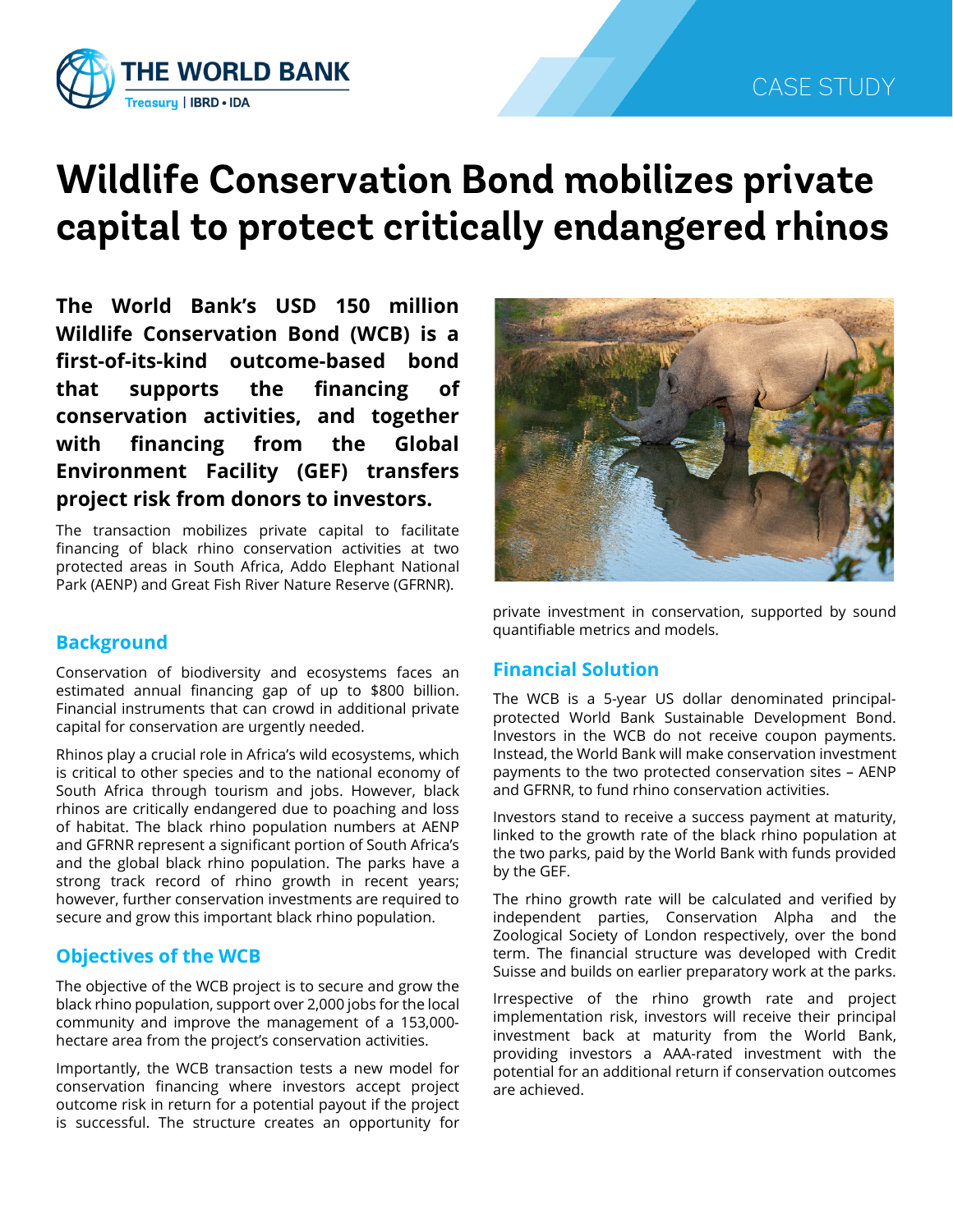CASE STUDY

# Wildlife Conservation Bond mobilizes private capital to protect critically endangered rhinos

**The World Bank's USD 150 million Wildlife Conservation Bond (WCB) is a first-of-its-kind outcome-based bond that supports the financing of conservation activities, and together with financing from the Global Environment Facility (GEF) transfers project risk from donors to investors.**

The transaction mobilizes private capital to facilitate financing of black rhino conservation activities at two protected areas in South Africa, Addo Elephant National Park (AENP) and Great Fish River Nature Reserve (GFRNR).

## Background

Conservation of biodiversity and ecosystems faces an estimated annual financing gap of up to $800 billion. Financial instruments that can crowd in additional private capital for conservation are urgently needed.

Rhinos play a crucial role in Africa's wild ecosystems, which is critical to other species and to the national economy of South Africa through tourism and jobs. However, black rhinos are critically endangered due to poaching and loss of habitat. The black rhino population numbers at AENP and GFRNR represent a significant portion of South Africa's and the global black rhino population. The parks have a strong track record of rhino growth in recent years; however, further conservation investments are required to secure and grow this important black rhino population.

## Objectives of the WCB

The objective of the WCB project is to secure and grow the black rhino population, support over 2,000 jobs for the local community and improve the management of a 153,000-hectare area from the project's conservation activities.

Importantly, the WCB transaction tests a new model for conservation financing where investors accept project outcome risk in return for a potential payout if the project is successful. The structure creates an opportunity for private investment in conservation, supported by sound quantifiable metrics and models.

## Financial Solution

The WCB is a 5-year US dollar denominated principal-protected World Bank Sustainable Development Bond. Investors in the WCB do not receive coupon payments. Instead, the World Bank will make conservation investment payments to the two protected conservation sites – AENP and GFRNR, to fund rhino conservation activities.

Investors stand to receive a success payment at maturity, linked to the growth rate of the black rhino population at the two parks, paid by the World Bank with funds provided by the GEF.

The rhino growth rate will be calculated and verified by independent parties, Conservation Alpha and the Zoological Society of London respectively, over the bond term. The financial structure was developed with Credit Suisse and builds on earlier preparatory work at the parks.

Irrespective of the rhino growth rate and project implementation risk, investors will receive their principal investment back at maturity from the World Bank, providing investors a AAA-rated investment with the potential for an additional return if conservation outcomes are achieved.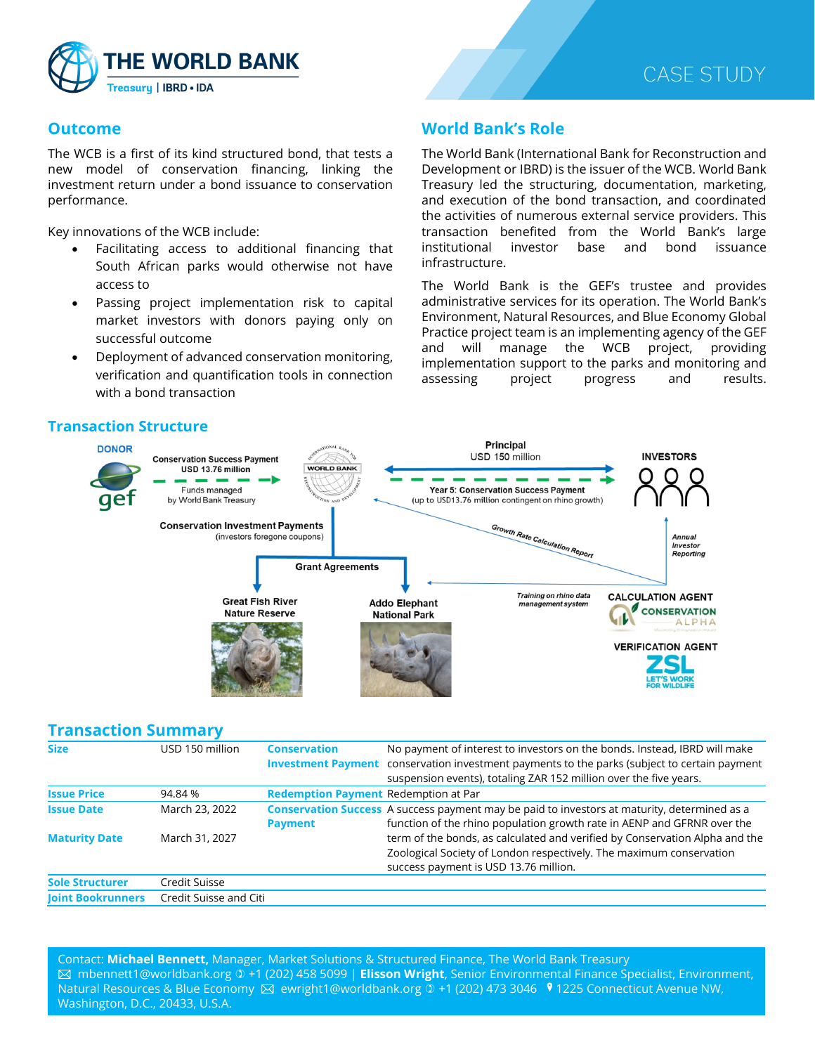## Outcome

The WCB is a first of its kind structured bond, that tests a new model of conservation financing, linking the investment return under a bond issuance to conservation performance.

Key innovations of the WCB include:

- Facilitating access to additional financing that South African parks would otherwise not have access to
- Passing project implementation risk to capital market investors with donors paying only on successful outcome
- Deployment of advanced conservation monitoring, verification and quantification tools in connection with a bond transaction

## World Bank's Role

The World Bank (International Bank for Reconstruction and Development or IBRD) is the issuer of the WCB. World Bank Treasury led the structuring, documentation, marketing, and execution of the bond transaction, and coordinated the activities of numerous external service providers. This transaction benefited from the World Bank's large institutional investor base and bond issuance infrastructure.

The World Bank is the GEF's trustee and provides administrative services for its operation. The World Bank's Environment, Natural Resources, and Blue Economy Global Practice project team is an implementing agency of the GEF and will manage the WCB project, providing implementation support to the parks and monitoring and assessing project progress and results.

## Transaction Structure

DONOR

gef

Conservation Success Payment
USD 13.76 million

Funds managed
by World Bank Treasury

WORLD BANK

Principal
USD 150 million

INVESTORS

Year 5: Conservation Success Payment
(up to USD13.76 million contingent on rhino growth)

Conservation Investment Payments
(investors foregone coupons)

Growth Rate Calculation Report

Annual Investor Reporting

Grant Agreements

Great Fish River Nature Reserve

Addo Elephant National Park

Training on rhino data management system

CALCULATION AGENT
CONSERVATION ALPHA

VERIFICATION AGENT
ZSL
LET'S WORK FOR WILDLIFE

## Transaction Summary

| | | | |
|---|---|---|---|
| **Size** | USD 150 million | **Conservation Investment Payment** | No payment of interest to investors on the bonds. Instead, IBRD will make conservation investment payments to the parks (subject to certain payment suspension events), totaling ZAR 152 million over the five years. |
| **Issue Price** | 94.84 % | **Redemption Payment** | Redemption at Par |
| **Issue Date** | March 23, 2022 | **Conservation Success Payment** | A success payment may be paid to investors at maturity, determined as a function of the rhino population growth rate in AENP and GFRNR over the term of the bonds, as calculated and verified by Conservation Alpha and the Zoological Society of London respectively. The maximum conservation success payment is USD 13.76 million. |
| **Maturity Date** | March 31, 2027 | | |
| **Sole Structurer** | Credit Suisse | | |
| **Joint Bookrunners** | Credit Suisse and Citi | | |

Contact: **Michael Bennett,** Manager, Market Solutions & Structured Finance, The World Bank Treasury
mbennett1@worldbank.org +1 (202) 458 5099 | **Elisson Wright**, Senior Environmental Finance Specialist, Environment, Natural Resources & Blue Economy ewright1@worldbank.org +1 (202) 473 3046 1225 Connecticut Avenue NW, Washington, D.C., 20433, U.S.A.